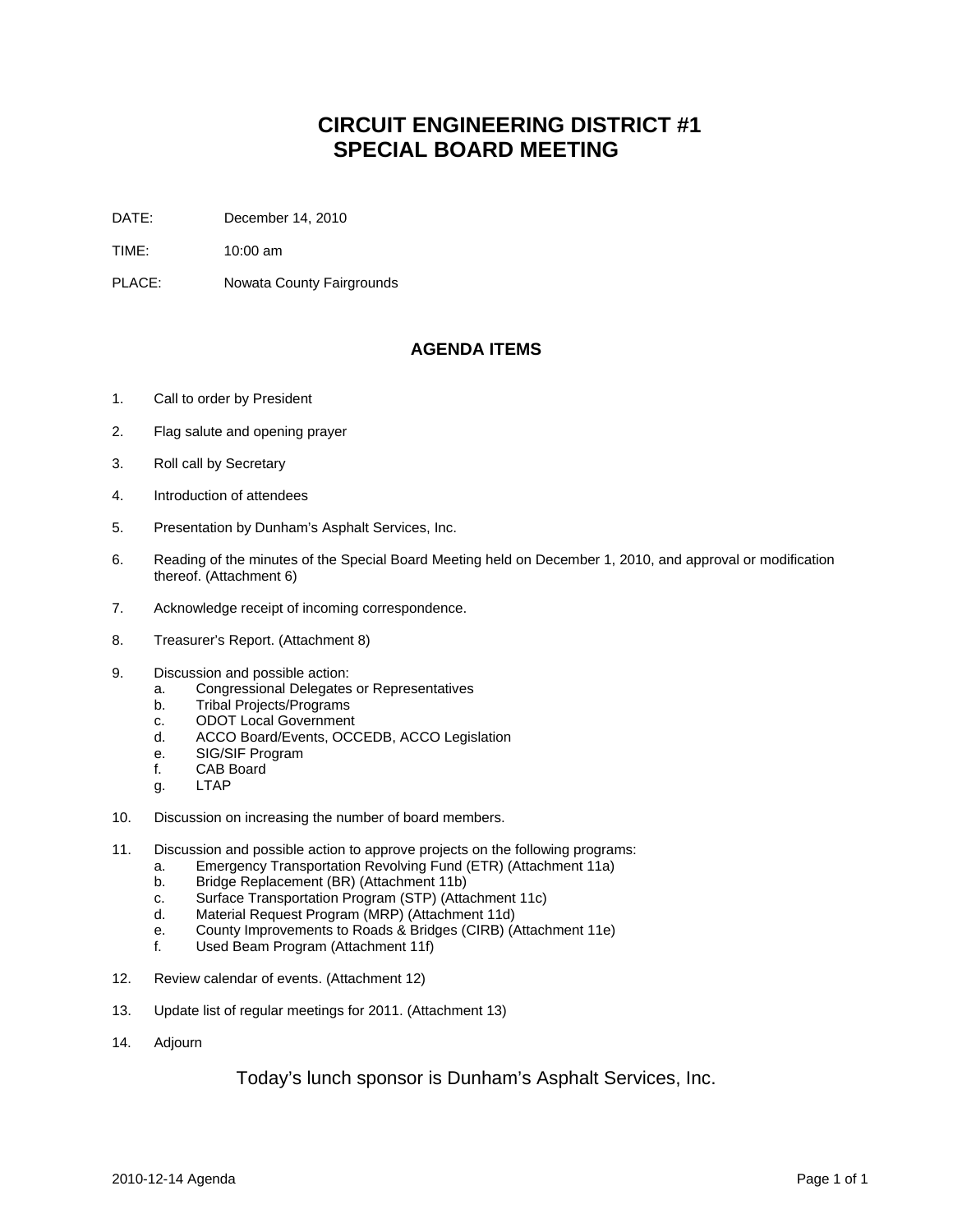# CIRCUIT ENGINEERING DISTRICT #1
# SPECIAL BOARD MEETING

DATE: December 14, 2010

TIME: 10:00 am

PLACE: Nowata County Fairgrounds

## AGENDA ITEMS

1. Call to order by President
2. Flag salute and opening prayer
3. Roll call by Secretary
4. Introduction of attendees
5. Presentation by Dunham's Asphalt Services, Inc.
6. Reading of the minutes of the Special Board Meeting held on December 1, 2010, and approval or modification thereof. (Attachment 6)
7. Acknowledge receipt of incoming correspondence.
8. Treasurer's Report. (Attachment 8)
9. Discussion and possible action:
   a. Congressional Delegates or Representatives
   b. Tribal Projects/Programs
   c. ODOT Local Government
   d. ACCO Board/Events, OCCEDB, ACCO Legislation
   e. SIG/SIF Program
   f. CAB Board
   g. LTAP
10. Discussion on increasing the number of board members.
11. Discussion and possible action to approve projects on the following programs:
    a. Emergency Transportation Revolving Fund (ETR) (Attachment 11a)
    b. Bridge Replacement (BR) (Attachment 11b)
    c. Surface Transportation Program (STP) (Attachment 11c)
    d. Material Request Program (MRP) (Attachment 11d)
    e. County Improvements to Roads & Bridges (CIRB) (Attachment 11e)
    f. Used Beam Program (Attachment 11f)
12. Review calendar of events. (Attachment 12)
13. Update list of regular meetings for 2011. (Attachment 13)
14. Adjourn

Today's lunch sponsor is Dunham's Asphalt Services, Inc.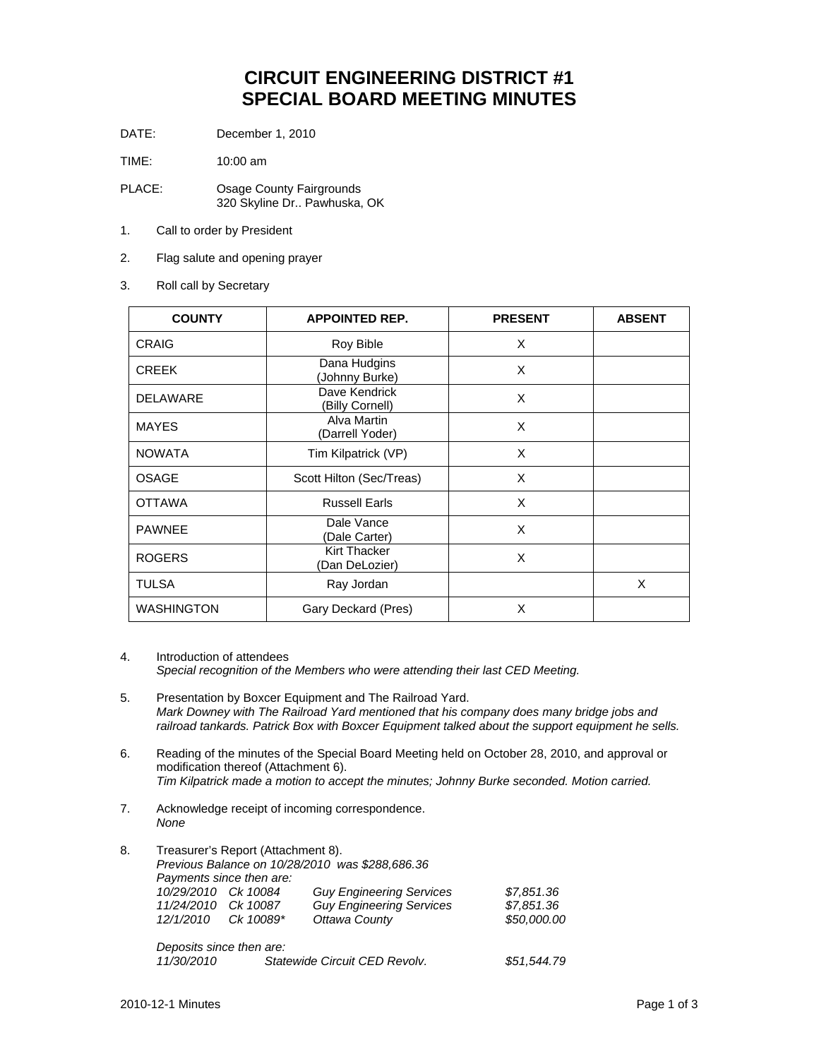# CIRCUIT ENGINEERING DISTRICT #1
# SPECIAL BOARD MEETING MINUTES

DATE: December 1, 2010

TIME: 10:00 am

PLACE: Osage County Fairgrounds
320 Skyline Dr.. Pawhuska, OK

1. Call to order by President

2. Flag salute and opening prayer

3. Roll call by Secretary

| COUNTY | APPOINTED REP. | PRESENT | ABSENT |
|---|---|---|---|
| CRAIG | Roy Bible | X | |
| CREEK | Dana Hudgins (Johnny Burke) | X | |
| DELAWARE | Dave Kendrick (Billy Cornell) | X | |
| MAYES | Alva Martin (Darrell Yoder) | X | |
| NOWATA | Tim Kilpatrick (VP) | X | |
| OSAGE | Scott Hilton (Sec/Treas) | X | |
| OTTAWA | Russell Earls | X | |
| PAWNEE | Dale Vance (Dale Carter) | X | |
| ROGERS | Kirt Thacker (Dan DeLozier) | X | |
| TULSA | Ray Jordan | | X |
| WASHINGTON | Gary Deckard (Pres) | X | |

4. Introduction of attendees
*Special recognition of the Members who were attending their last CED Meeting.*

5. Presentation by Boxcer Equipment and The Railroad Yard.
*Mark Downey with The Railroad Yard mentioned that his company does many bridge jobs and railroad tankards. Patrick Box with Boxcer Equipment talked about the support equipment he sells.*

6. Reading of the minutes of the Special Board Meeting held on October 28, 2010, and approval or modification thereof (Attachment 6).
*Tim Kilpatrick made a motion to accept the minutes; Johnny Burke seconded. Motion carried.*

7. Acknowledge receipt of incoming correspondence.
*None*

8. Treasurer's Report (Attachment 8).
*Previous Balance on 10/28/2010 was $288,686.36*
*Payments since then are:*

| | | | |
|---|---|---|---|
| *10/29/2010* | *Ck 10084* | *Guy Engineering Services* | *$7,851.36* |
| *11/24/2010* | *Ck 10087* | *Guy Engineering Services* | *$7,851.36* |
| *12/1/2010* | *Ck 10089** | *Ottawa County* | *$50,000.00* |

*Deposits since then are:*

| | | |
|---|---|---|
| *11/30/2010* | *Statewide Circuit CED Revolv.* | *$51,544.79* |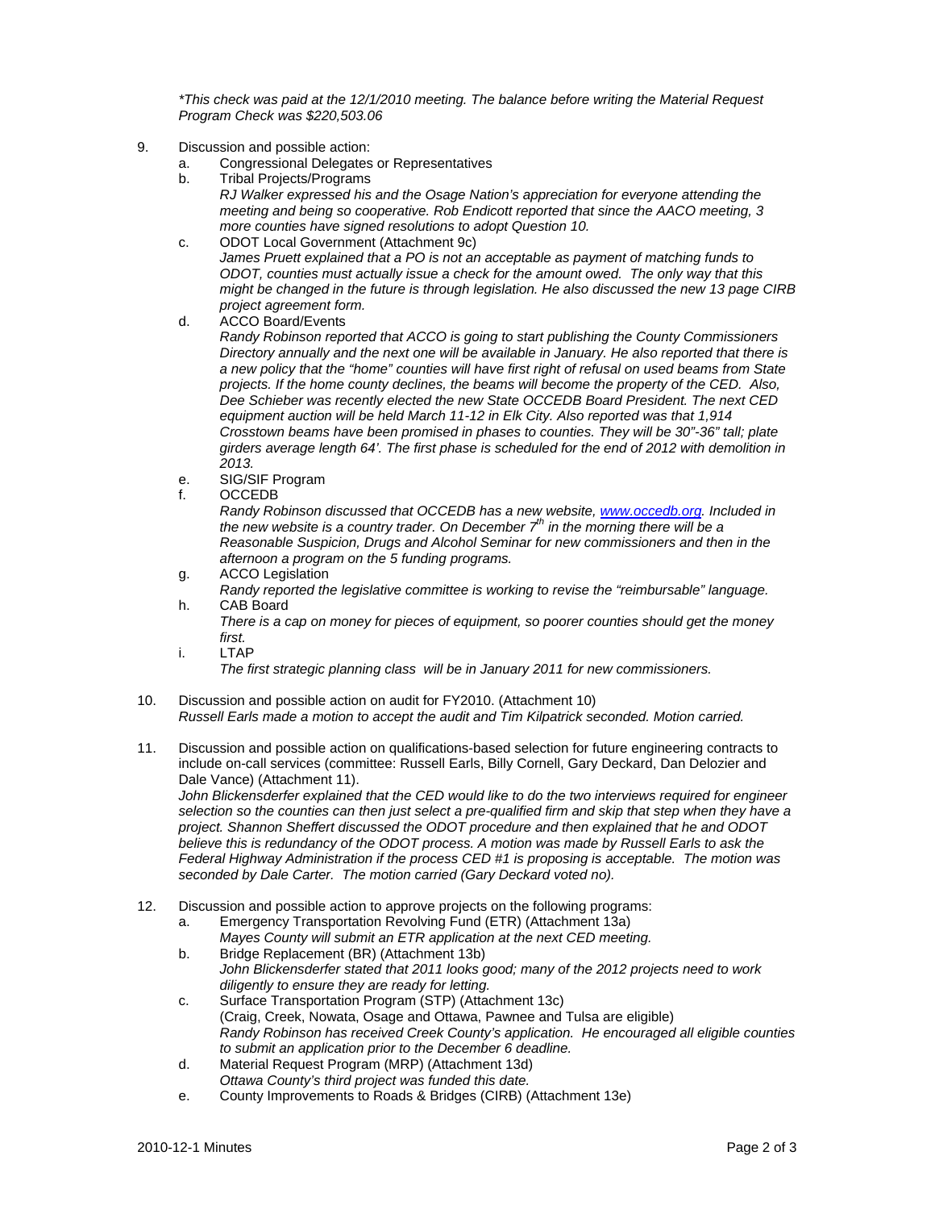*\*This check was paid at the 12/1/2010 meeting. The balance before writing the Material Request Program Check was $220,503.06*

9. Discussion and possible action:
   a. Congressional Delegates or Representatives
   b. Tribal Projects/Programs
      *RJ Walker expressed his and the Osage Nation's appreciation for everyone attending the meeting and being so cooperative. Rob Endicott reported that since the AACO meeting, 3 more counties have signed resolutions to adopt Question 10.*
   c. ODOT Local Government (Attachment 9c)
      *James Pruett explained that a PO is not an acceptable as payment of matching funds to ODOT, counties must actually issue a check for the amount owed. The only way that this might be changed in the future is through legislation. He also discussed the new 13 page CIRB project agreement form.*
   d. ACCO Board/Events
      *Randy Robinson reported that ACCO is going to start publishing the County Commissioners Directory annually and the next one will be available in January. He also reported that there is a new policy that the "home" counties will have first right of refusal on used beams from State projects. If the home county declines, the beams will become the property of the CED. Also, Dee Schieber was recently elected the new State OCCEDB Board President. The next CED equipment auction will be held March 11-12 in Elk City. Also reported was that 1,914 Crosstown beams have been promised in phases to counties. They will be 30"-36" tall; plate girders average length 64'. The first phase is scheduled for the end of 2012 with demolition in 2013.*
   e. SIG/SIF Program
   f. OCCEDB
      *Randy Robinson discussed that OCCEDB has a new website, [www.occedb.org](http://www.occedb.org). Included in the new website is a country trader. On December 7th in the morning there will be a Reasonable Suspicion, Drugs and Alcohol Seminar for new commissioners and then in the afternoon a program on the 5 funding programs.*
   g. ACCO Legislation
      *Randy reported the legislative committee is working to revise the "reimbursable" language.*
   h. CAB Board
      *There is a cap on money for pieces of equipment, so poorer counties should get the money first.*
   i. LTAP
      *The first strategic planning class will be in January 2011 for new commissioners.*

10. Discussion and possible action on audit for FY2010. (Attachment 10)
    *Russell Earls made a motion to accept the audit and Tim Kilpatrick seconded. Motion carried.*

11. Discussion and possible action on qualifications-based selection for future engineering contracts to include on-call services (committee: Russell Earls, Billy Cornell, Gary Deckard, Dan Delozier and Dale Vance) (Attachment 11).
    *John Blickensderfer explained that the CED would like to do the two interviews required for engineer selection so the counties can then just select a pre-qualified firm and skip that step when they have a project. Shannon Sheffert discussed the ODOT procedure and then explained that he and ODOT believe this is redundancy of the ODOT process. A motion was made by Russell Earls to ask the Federal Highway Administration if the process CED #1 is proposing is acceptable. The motion was seconded by Dale Carter. The motion carried (Gary Deckard voted no).*

12. Discussion and possible action to approve projects on the following programs:
    a. Emergency Transportation Revolving Fund (ETR) (Attachment 13a)
       *Mayes County will submit an ETR application at the next CED meeting.*
    b. Bridge Replacement (BR) (Attachment 13b)
       *John Blickensderfer stated that 2011 looks good; many of the 2012 projects need to work diligently to ensure they are ready for letting.*
    c. Surface Transportation Program (STP) (Attachment 13c)
       (Craig, Creek, Nowata, Osage and Ottawa, Pawnee and Tulsa are eligible)
       *Randy Robinson has received Creek County's application. He encouraged all eligible counties to submit an application prior to the December 6 deadline.*
    d. Material Request Program (MRP) (Attachment 13d)
       *Ottawa County's third project was funded this date.*
    e. County Improvements to Roads & Bridges (CIRB) (Attachment 13e)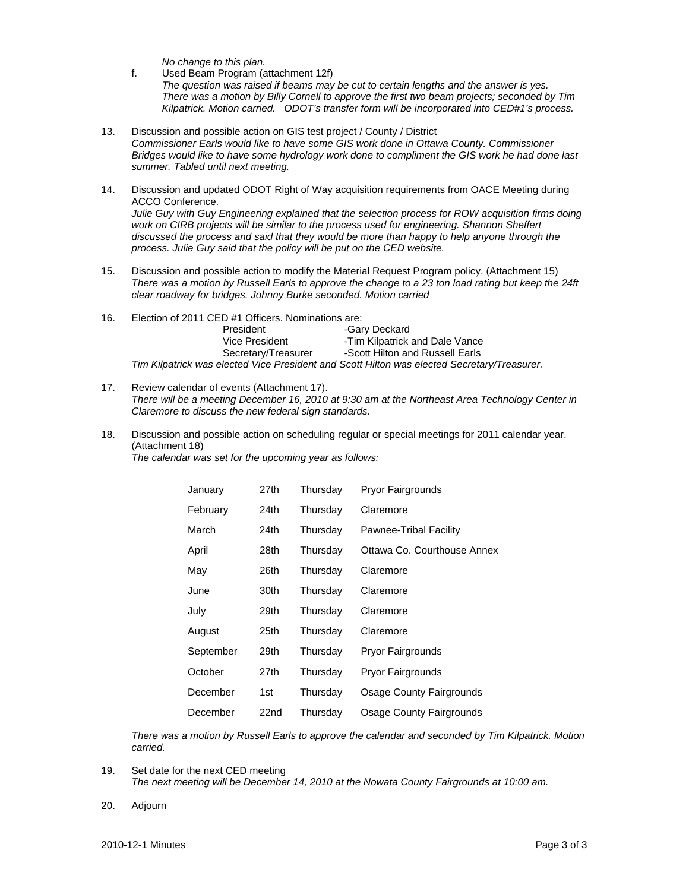*No change to this plan.*

f. Used Beam Program (attachment 12f)
*The question was raised if beams may be cut to certain lengths and the answer is yes. There was a motion by Billy Cornell to approve the first two beam projects; seconded by Tim Kilpatrick. Motion carried. ODOT's transfer form will be incorporated into CED#1's process.*

13. Discussion and possible action on GIS test project / County / District
*Commissioner Earls would like to have some GIS work done in Ottawa County. Commissioner Bridges would like to have some hydrology work done to compliment the GIS work he had done last summer. Tabled until next meeting.*

14. Discussion and updated ODOT Right of Way acquisition requirements from OACE Meeting during ACCO Conference.
*Julie Guy with Guy Engineering explained that the selection process for ROW acquisition firms doing work on CIRB projects will be similar to the process used for engineering. Shannon Sheffert discussed the process and said that they would be more than happy to help anyone through the process. Julie Guy said that the policy will be put on the CED website.*

15. Discussion and possible action to modify the Material Request Program policy. (Attachment 15)
*There was a motion by Russell Earls to approve the change to a 23 ton load rating but keep the 24ft clear roadway for bridges. Johnny Burke seconded. Motion carried*

16. Election of 2011 CED #1 Officers. Nominations are:

| | |
|---|---|
| President | -Gary Deckard |
| Vice President | -Tim Kilpatrick and Dale Vance |
| Secretary/Treasurer | -Scott Hilton and Russell Earls |

*Tim Kilpatrick was elected Vice President and Scott Hilton was elected Secretary/Treasurer.*

17. Review calendar of events (Attachment 17).
*There will be a meeting December 16, 2010 at 9:30 am at the Northeast Area Technology Center in Claremore to discuss the new federal sign standards.*

18. Discussion and possible action on scheduling regular or special meetings for 2011 calendar year. (Attachment 18)
*The calendar was set for the upcoming year as follows:*

| | | | |
|---|---|---|---|
| January | 27th | Thursday | Pryor Fairgrounds |
| February | 24th | Thursday | Claremore |
| March | 24th | Thursday | Pawnee-Tribal Facility |
| April | 28th | Thursday | Ottawa Co. Courthouse Annex |
| May | 26th | Thursday | Claremore |
| June | 30th | Thursday | Claremore |
| July | 29th | Thursday | Claremore |
| August | 25th | Thursday | Claremore |
| September | 29th | Thursday | Pryor Fairgrounds |
| October | 27th | Thursday | Pryor Fairgrounds |
| December | 1st | Thursday | Osage County Fairgrounds |
| December | 22nd | Thursday | Osage County Fairgrounds |

*There was a motion by Russell Earls to approve the calendar and seconded by Tim Kilpatrick. Motion carried.*

19. Set date for the next CED meeting
*The next meeting will be December 14, 2010 at the Nowata County Fairgrounds at 10:00 am.*

20. Adjourn

2010-12-1 Minutes